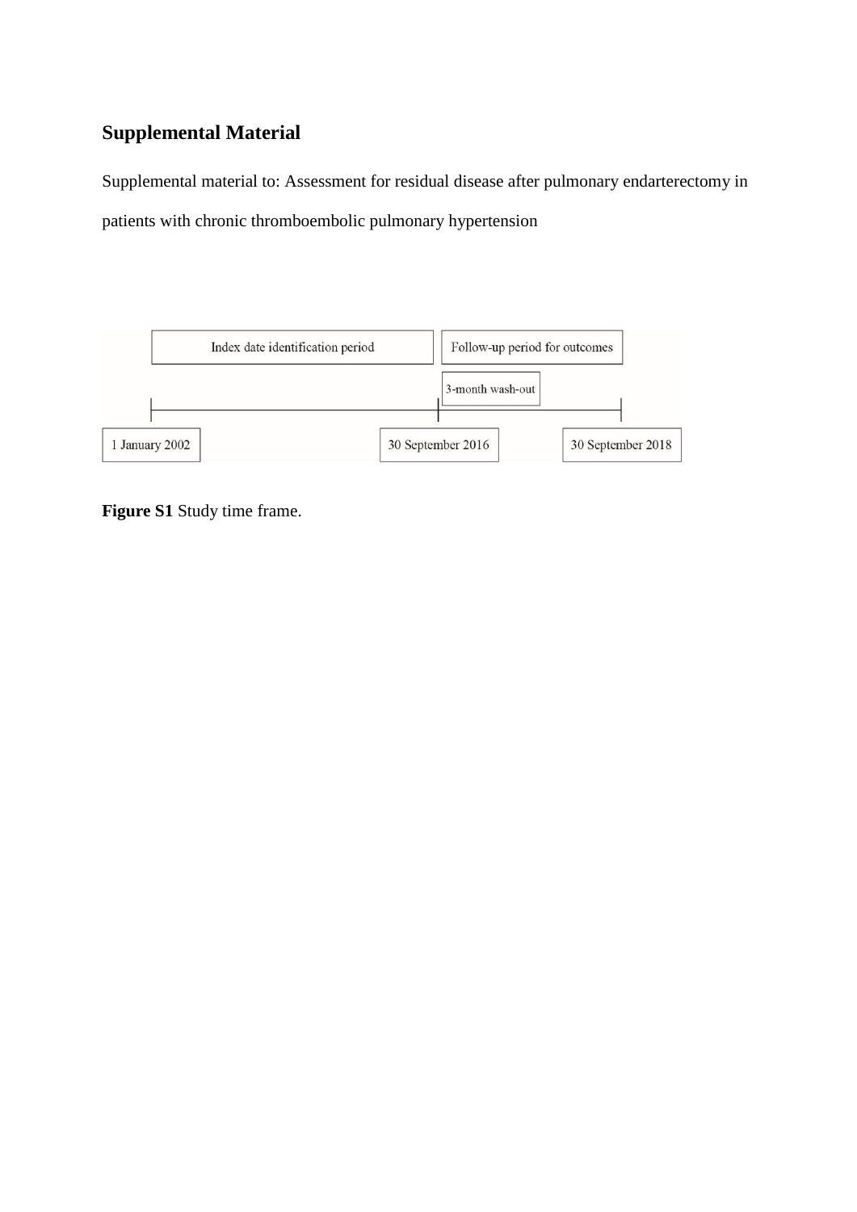## Supplemental Material

Supplemental material to: Assessment for residual disease after pulmonary endarterectomy in patients with chronic thromboembolic pulmonary hypertension

Index date identification period

Follow-up period for outcomes

3-month wash-out

1 January 2002

30 September 2016

30 September 2018

**Figure S1** Study time frame.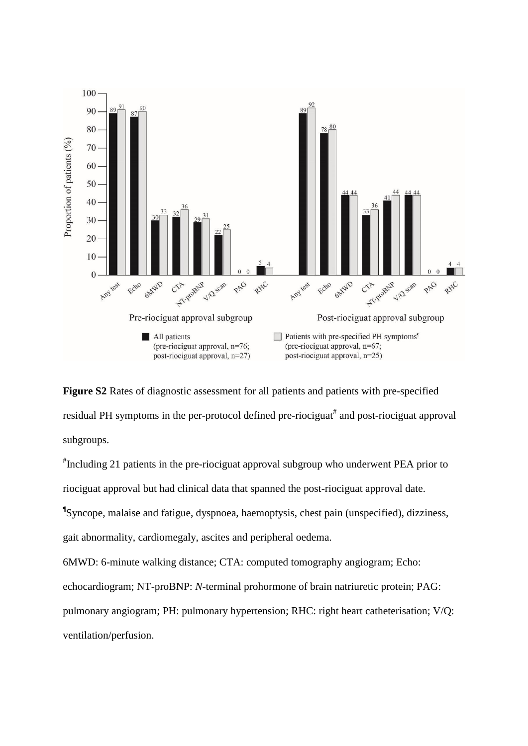**Figure S2** Rates of diagnostic assessment for all patients and patients with pre-specified residual PH symptoms in the per-protocol defined pre-riociguat[#] and post-riociguat approval subgroups.

[#]Including 21 patients in the pre-riociguat approval subgroup who underwent PEA prior to riociguat approval but had clinical data that spanned the post-riociguat approval date.

[¶]Syncope, malaise and fatigue, dyspnoea, haemoptysis, chest pain (unspecified), dizziness, gait abnormality, cardiomegaly, ascites and peripheral oedema.

6MWD: 6-minute walking distance; CTA: computed tomography angiogram; Echo: echocardiogram; NT-proBNP: *N*-terminal prohormone of brain natriuretic protein; PAG: pulmonary angiogram; PH: pulmonary hypertension; RHC: right heart catheterisation; V/Q: ventilation/perfusion.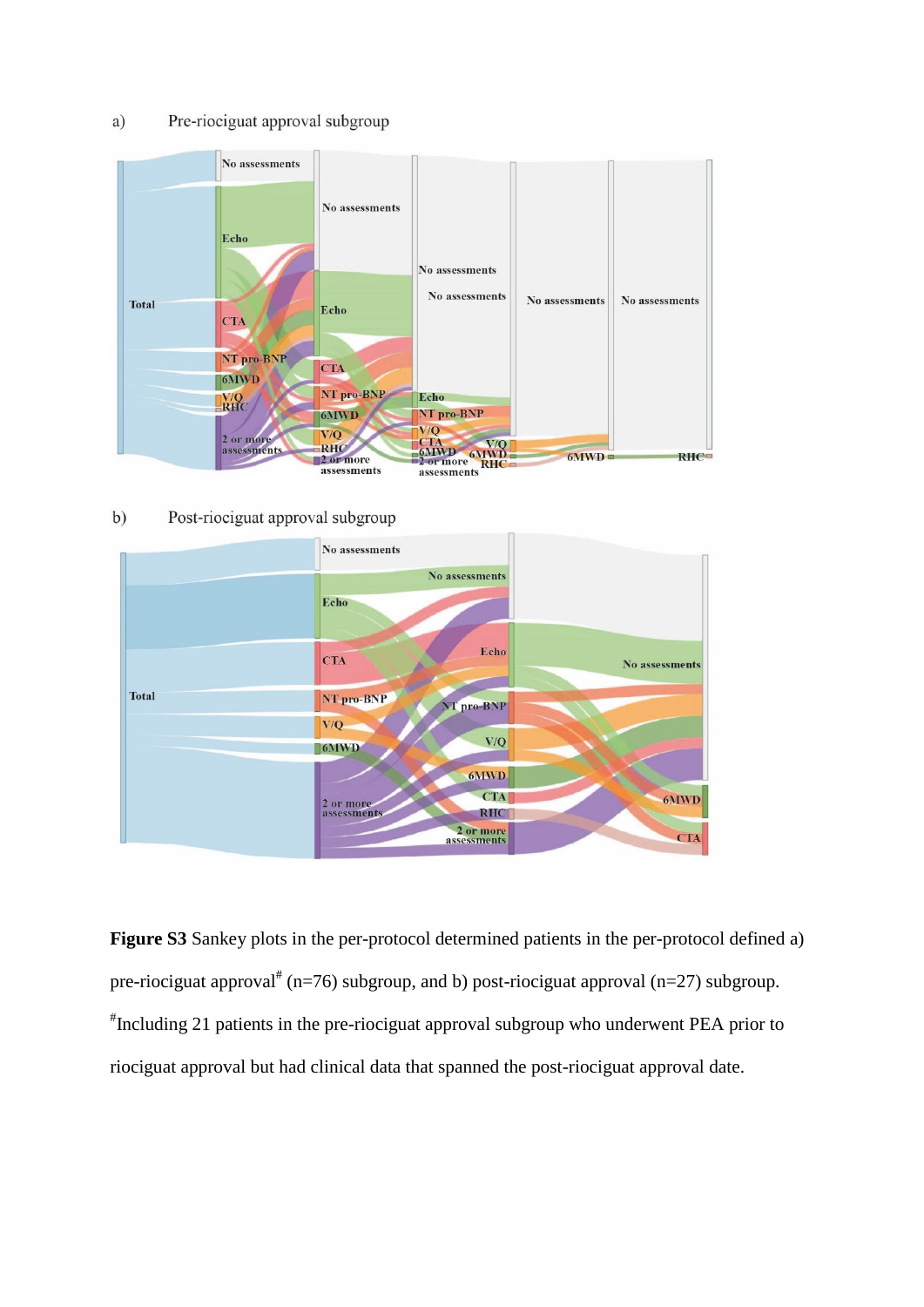a) Pre-riociguat approval subgroup

b) Post-riociguat approval subgroup

**Figure S3** Sankey plots in the per-protocol determined patients in the per-protocol defined a) pre-riociguat approval[#] (n=76) subgroup, and b) post-riociguat approval (n=27) subgroup.

[#]Including 21 patients in the pre-riociguat approval subgroup who underwent PEA prior to riociguat approval but had clinical data that spanned the post-riociguat approval date.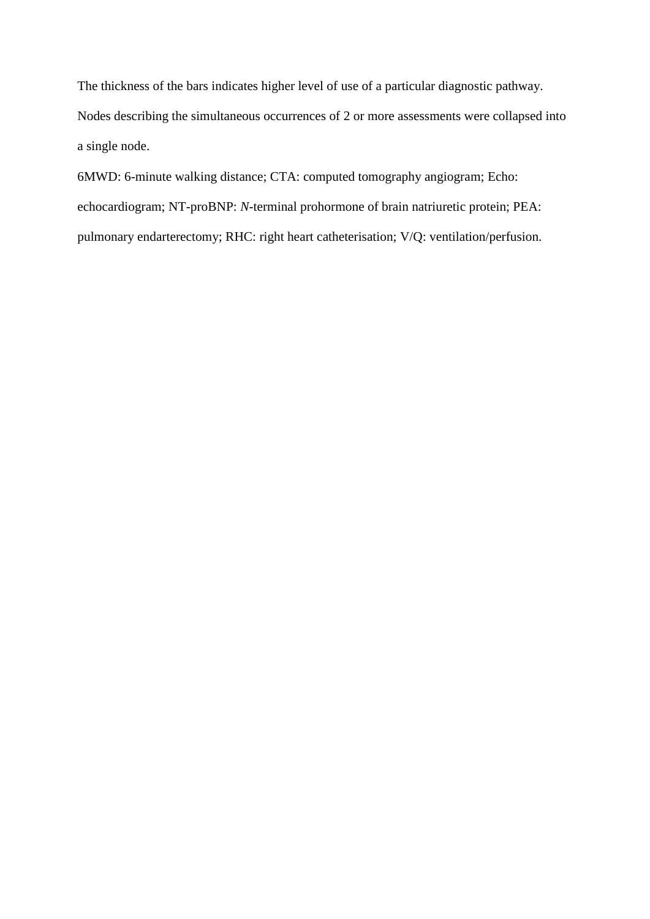The thickness of the bars indicates higher level of use of a particular diagnostic pathway. Nodes describing the simultaneous occurrences of 2 or more assessments were collapsed into a single node.

6MWD: 6-minute walking distance; CTA: computed tomography angiogram; Echo: echocardiogram; NT-proBNP: *N*-terminal prohormone of brain natriuretic protein; PEA: pulmonary endarterectomy; RHC: right heart catheterisation; V/Q: ventilation/perfusion.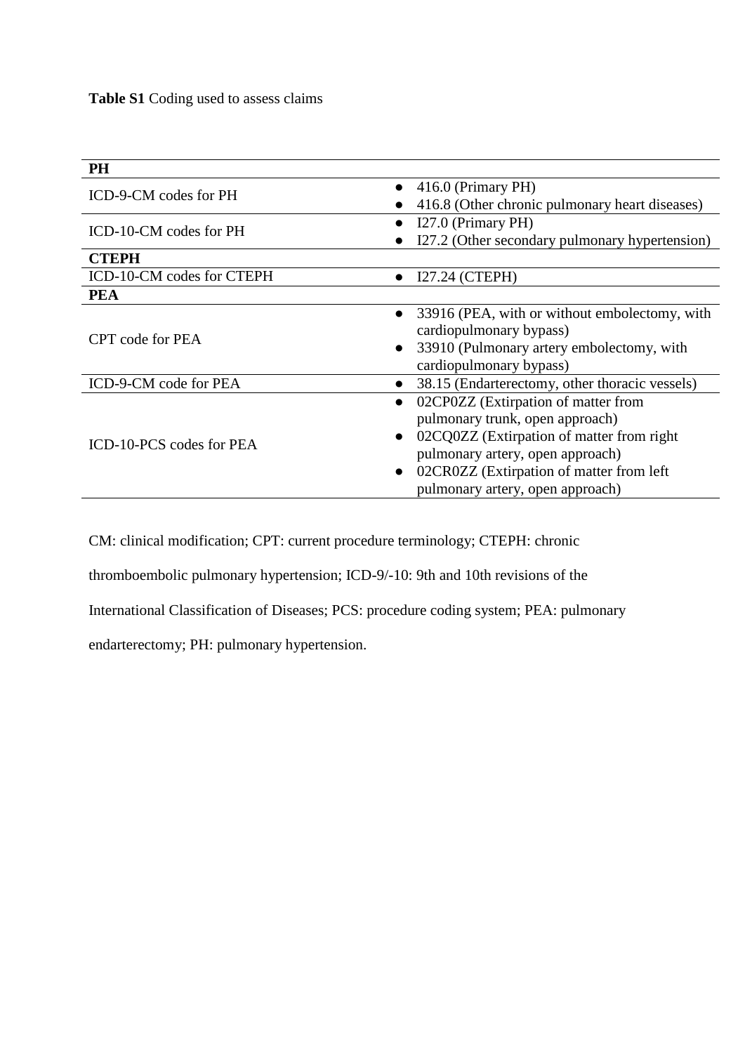**Table S1** Coding used to assess claims

| **PH** | |
|---|---|
| ICD-9-CM codes for PH | ● 416.0 (Primary PH)<br>● 416.8 (Other chronic pulmonary heart diseases) |
| ICD-10-CM codes for PH | ● I27.0 (Primary PH)<br>● I27.2 (Other secondary pulmonary hypertension) |
| **CTEPH** | |
| ICD-10-CM codes for CTEPH | ● I27.24 (CTEPH) |
| **PEA** | |
| CPT code for PEA | ● 33916 (PEA, with or without embolectomy, with cardiopulmonary bypass)<br>● 33910 (Pulmonary artery embolectomy, with cardiopulmonary bypass) |
| ICD-9-CM code for PEA | ● 38.15 (Endarterectomy, other thoracic vessels) |
| ICD-10-PCS codes for PEA | ● 02CP0ZZ (Extirpation of matter from pulmonary trunk, open approach)<br>● 02CQ0ZZ (Extirpation of matter from right pulmonary artery, open approach)<br>● 02CR0ZZ (Extirpation of matter from left pulmonary artery, open approach) |

CM: clinical modification; CPT: current procedure terminology; CTEPH: chronic thromboembolic pulmonary hypertension; ICD-9/-10: 9th and 10th revisions of the International Classification of Diseases; PCS: procedure coding system; PEA: pulmonary endarterectomy; PH: pulmonary hypertension.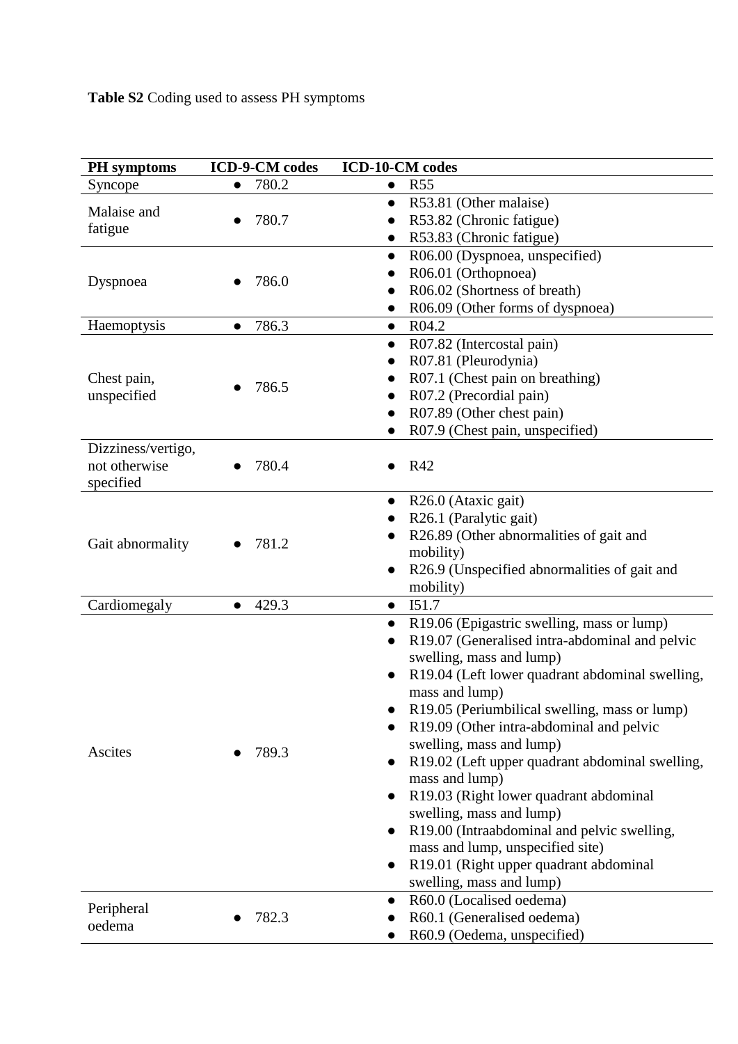**Table S2** Coding used to assess PH symptoms

| PH symptoms | ICD-9-CM codes | ICD-10-CM codes |
|---|---|---|
| Syncope | ● 780.2 | ● R55 |
| Malaise and fatigue | ● 780.7 | ● R53.81 (Other malaise)<br>● R53.82 (Chronic fatigue)<br>● R53.83 (Chronic fatigue) |
| Dyspnoea | ● 786.0 | ● R06.00 (Dyspnoea, unspecified)<br>● R06.01 (Orthopnoea)<br>● R06.02 (Shortness of breath)<br>● R06.09 (Other forms of dyspnoea) |
| Haemoptysis | ● 786.3 | ● R04.2 |
| Chest pain, unspecified | ● 786.5 | ● R07.82 (Intercostal pain)<br>● R07.81 (Pleurodynia)<br>● R07.1 (Chest pain on breathing)<br>● R07.2 (Precordial pain)<br>● R07.89 (Other chest pain)<br>● R07.9 (Chest pain, unspecified) |
| Dizziness/vertigo, not otherwise specified | ● 780.4 | ● R42 |
| Gait abnormality | ● 781.2 | ● R26.0 (Ataxic gait)<br>● R26.1 (Paralytic gait)<br>● R26.89 (Other abnormalities of gait and mobility)<br>● R26.9 (Unspecified abnormalities of gait and mobility) |
| Cardiomegaly | ● 429.3 | ● I51.7 |
| Ascites | ● 789.3 | ● R19.06 (Epigastric swelling, mass or lump)<br>● R19.07 (Generalised intra-abdominal and pelvic swelling, mass and lump)<br>● R19.04 (Left lower quadrant abdominal swelling, mass and lump)<br>● R19.05 (Periumbilical swelling, mass or lump)<br>● R19.09 (Other intra-abdominal and pelvic swelling, mass and lump)<br>● R19.02 (Left upper quadrant abdominal swelling, mass and lump)<br>● R19.03 (Right lower quadrant abdominal swelling, mass and lump)<br>● R19.00 (Intraabdominal and pelvic swelling, mass and lump, unspecified site)<br>● R19.01 (Right upper quadrant abdominal swelling, mass and lump) |
| Peripheral oedema | ● 782.3 | ● R60.0 (Localised oedema)<br>● R60.1 (Generalised oedema)<br>● R60.9 (Oedema, unspecified) |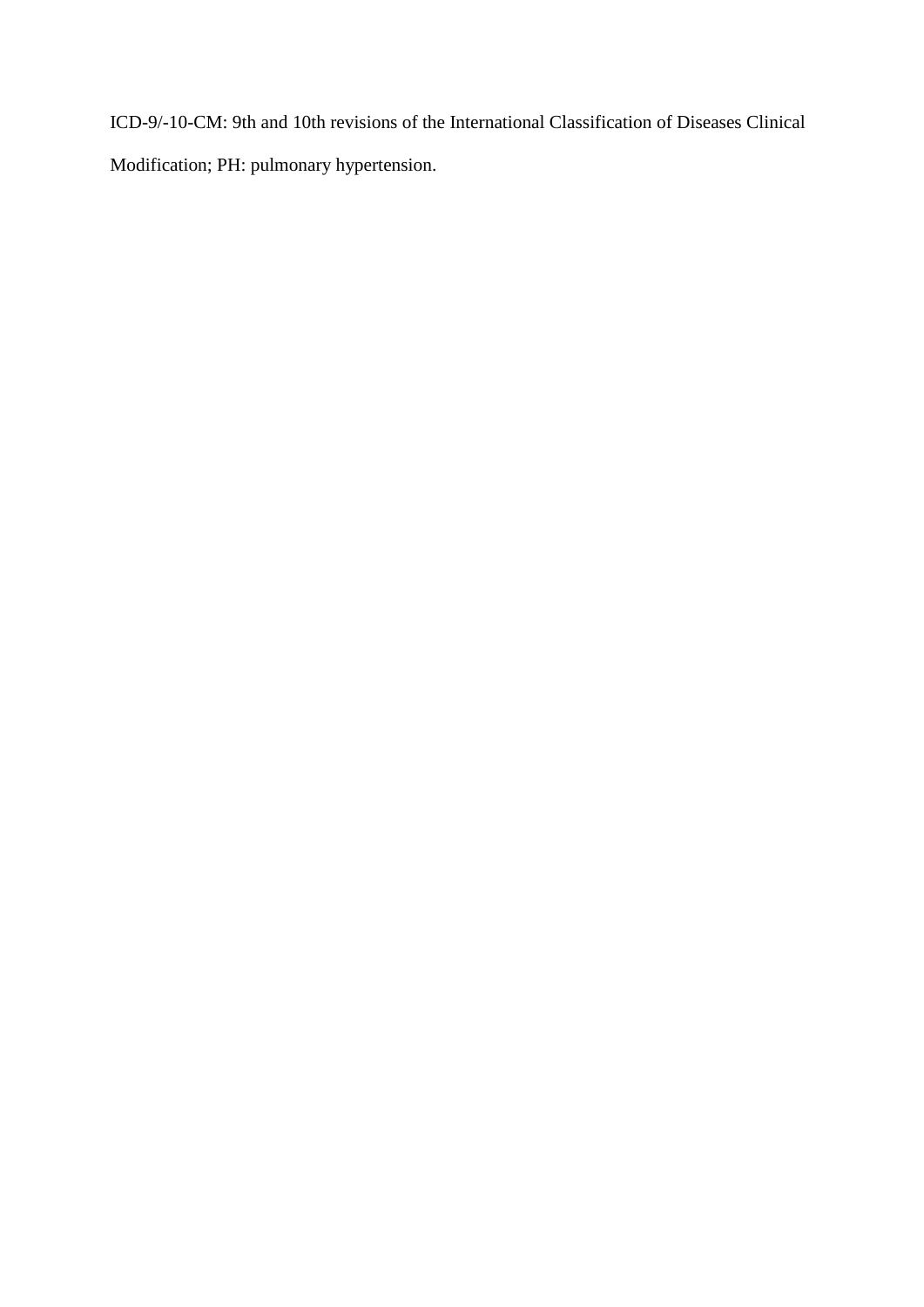ICD-9/-10-CM: 9th and 10th revisions of the International Classification of Diseases Clinical Modification; PH: pulmonary hypertension.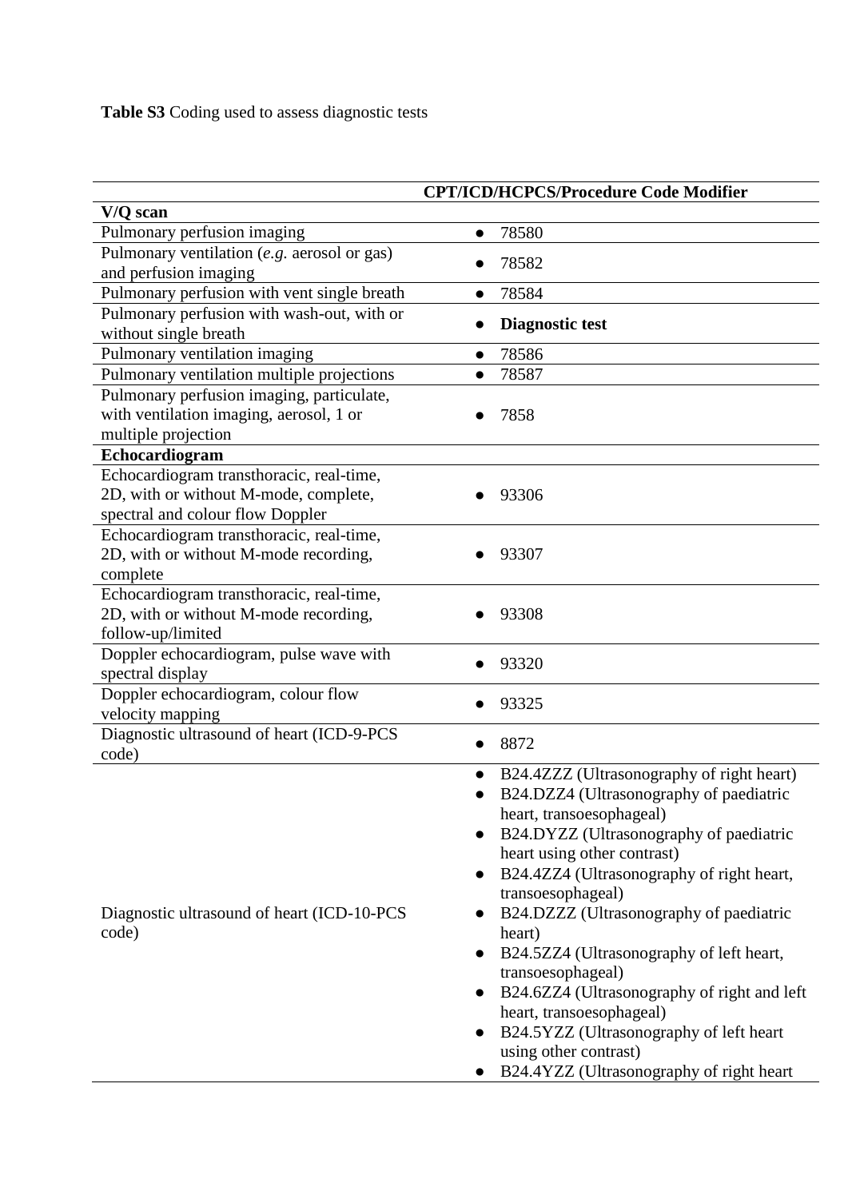**Table S3** Coding used to assess diagnostic tests

| | CPT/ICD/HCPCS/Procedure Code Modifier |
|---|---|
| **V/Q scan** | |
| Pulmonary perfusion imaging | • 78580 |
| Pulmonary ventilation (*e.g.* aerosol or gas) and perfusion imaging | • 78582 |
| Pulmonary perfusion with vent single breath | • 78584 |
| Pulmonary perfusion with wash-out, with or without single breath | • **Diagnostic test** |
| Pulmonary ventilation imaging | • 78586 |
| Pulmonary ventilation multiple projections | • 78587 |
| Pulmonary perfusion imaging, particulate, with ventilation imaging, aerosol, 1 or multiple projection | • 7858 |
| **Echocardiogram** | |
| Echocardiogram transthoracic, real-time, 2D, with or without M-mode, complete, spectral and colour flow Doppler | • 93306 |
| Echocardiogram transthoracic, real-time, 2D, with or without M-mode recording, complete | • 93307 |
| Echocardiogram transthoracic, real-time, 2D, with or without M-mode recording, follow-up/limited | • 93308 |
| Doppler echocardiogram, pulse wave with spectral display | • 93320 |
| Doppler echocardiogram, colour flow velocity mapping | • 93325 |
| Diagnostic ultrasound of heart (ICD-9-PCS code) | • 8872 |
| Diagnostic ultrasound of heart (ICD-10-PCS code) | • B24.4ZZZ (Ultrasonography of right heart)<br>• B24.DZZ4 (Ultrasonography of paediatric heart, transoesophageal)<br>• B24.DYZZ (Ultrasonography of paediatric heart using other contrast)<br>• B24.4ZZ4 (Ultrasonography of right heart, transoesophageal)<br>• B24.DZZZ (Ultrasonography of paediatric heart)<br>• B24.5ZZ4 (Ultrasonography of left heart, transoesophageal)<br>• B24.6ZZ4 (Ultrasonography of right and left heart, transoesophageal)<br>• B24.5YZZ (Ultrasonography of left heart using other contrast)<br>• B24.4YZZ (Ultrasonography of right heart |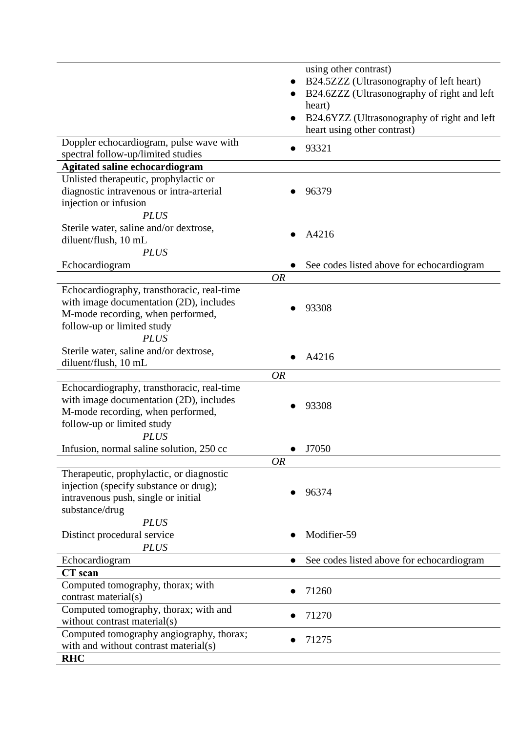| | |
|---|---|
| | • using other contrast)<br>• B24.5ZZZ (Ultrasonography of left heart)<br>• B24.6ZZZ (Ultrasonography of right and left heart)<br>• B24.6YZZ (Ultrasonography of right and left heart using other contrast) |
| Doppler echocardiogram, pulse wave with spectral follow-up/limited studies | • 93321 |
| **Agitated saline echocardiogram** | |
| Unlisted therapeutic, prophylactic or diagnostic intravenous or intra-arterial injection or infusion | • 96379 |
| *PLUS* | |
| Sterile water, saline and/or dextrose, diluent/flush, 10 mL | • A4216 |
| *PLUS* | |
| Echocardiogram | • See codes listed above for echocardiogram |
| *OR* | |
| Echocardiography, transthoracic, real-time with image documentation (2D), includes M-mode recording, when performed, follow-up or limited study | • 93308 |
| *PLUS* | |
| Sterile water, saline and/or dextrose, diluent/flush, 10 mL | • A4216 |
| *OR* | |
| Echocardiography, transthoracic, real-time with image documentation (2D), includes M-mode recording, when performed, follow-up or limited study | • 93308 |
| *PLUS* | |
| Infusion, normal saline solution, 250 cc | • J7050 |
| *OR* | |
| Therapeutic, prophylactic, or diagnostic injection (specify substance or drug); intravenous push, single or initial substance/drug | • 96374 |
| *PLUS* | |
| Distinct procedural service | • Modifier-59 |
| *PLUS* | |
| Echocardiogram | • See codes listed above for echocardiogram |
| **CT scan** | |
| Computed tomography, thorax; with contrast material(s) | • 71260 |
| Computed tomography, thorax; with and without contrast material(s) | • 71270 |
| Computed tomography angiography, thorax; with and without contrast material(s) | • 71275 |
| **RHC** | |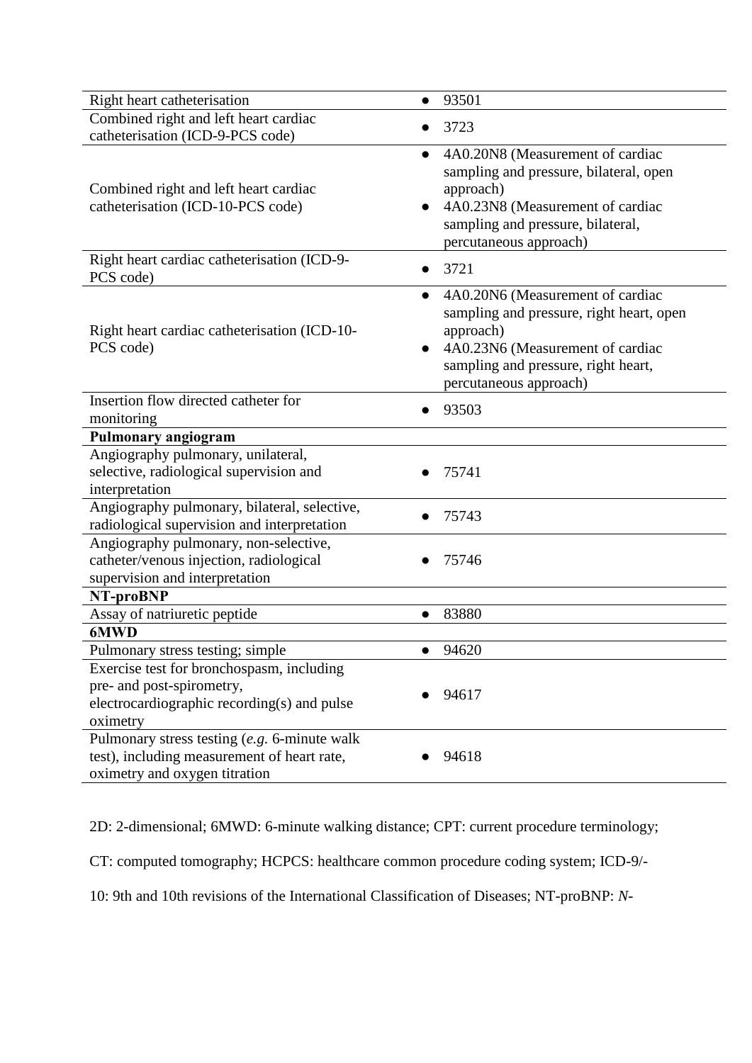| | |
|---|---|
| Right heart catheterisation | • 93501 |
| Combined right and left heart cardiac catheterisation (ICD-9-PCS code) | • 3723 |
| Combined right and left heart cardiac catheterisation (ICD-10-PCS code) | • 4A0.20N8 (Measurement of cardiac sampling and pressure, bilateral, open approach)<br>• 4A0.23N8 (Measurement of cardiac sampling and pressure, bilateral, percutaneous approach) |
| Right heart cardiac catheterisation (ICD-9-PCS code) | • 3721 |
| Right heart cardiac catheterisation (ICD-10-PCS code) | • 4A0.20N6 (Measurement of cardiac sampling and pressure, right heart, open approach)<br>• 4A0.23N6 (Measurement of cardiac sampling and pressure, right heart, percutaneous approach) |
| Insertion flow directed catheter for monitoring | • 93503 |
| **Pulmonary angiogram** | |
| Angiography pulmonary, unilateral, selective, radiological supervision and interpretation | • 75741 |
| Angiography pulmonary, bilateral, selective, radiological supervision and interpretation | • 75743 |
| Angiography pulmonary, non-selective, catheter/venous injection, radiological supervision and interpretation | • 75746 |
| **NT-proBNP** | |
| Assay of natriuretic peptide | • 83880 |
| **6MWD** | |
| Pulmonary stress testing; simple | • 94620 |
| Exercise test for bronchospasm, including pre- and post-spirometry, electrocardiographic recording(s) and pulse oximetry | • 94617 |
| Pulmonary stress testing (*e.g.* 6-minute walk test), including measurement of heart rate, oximetry and oxygen titration | • 94618 |

2D: 2-dimensional; 6MWD: 6-minute walking distance; CPT: current procedure terminology; CT: computed tomography; HCPCS: healthcare common procedure coding system; ICD-9/-10: 9th and 10th revisions of the International Classification of Diseases; NT-proBNP: *N*-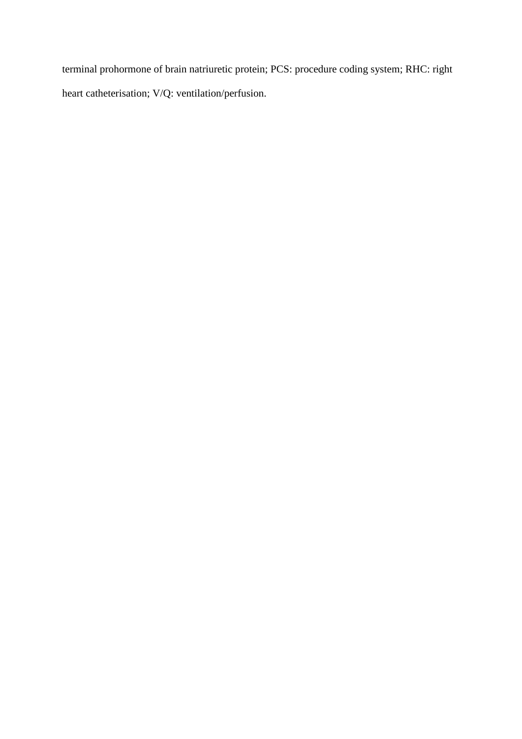terminal prohormone of brain natriuretic protein; PCS: procedure coding system; RHC: right heart catheterisation; V/Q: ventilation/perfusion.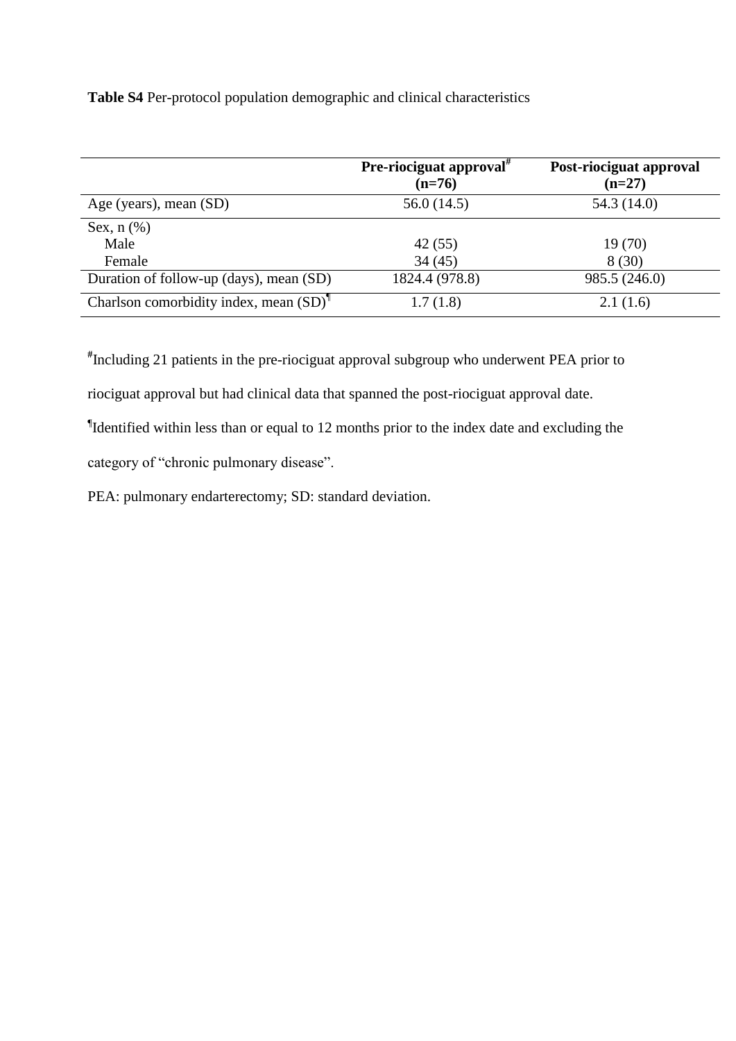**Table S4** Per-protocol population demographic and clinical characteristics

| | **Pre-riociguat approval[#] (n=76)** | **Post-riociguat approval (n=27)** |
|---|---|---|
| Age (years), mean (SD) | 56.0 (14.5) | 54.3 (14.0) |
| Sex, n (%) | | |
| Male | 42 (55) | 19 (70) |
| Female | 34 (45) | 8 (30) |
| Duration of follow-up (days), mean (SD) | 1824.4 (978.8) | 985.5 (246.0) |
| Charlson comorbidity index, mean (SD)[¶] | 1.7 (1.8) | 2.1 (1.6) |

[#]Including 21 patients in the pre-riociguat approval subgroup who underwent PEA prior to riociguat approval but had clinical data that spanned the post-riociguat approval date.

[¶]Identified within less than or equal to 12 months prior to the index date and excluding the category of "chronic pulmonary disease".

PEA: pulmonary endarterectomy; SD: standard deviation.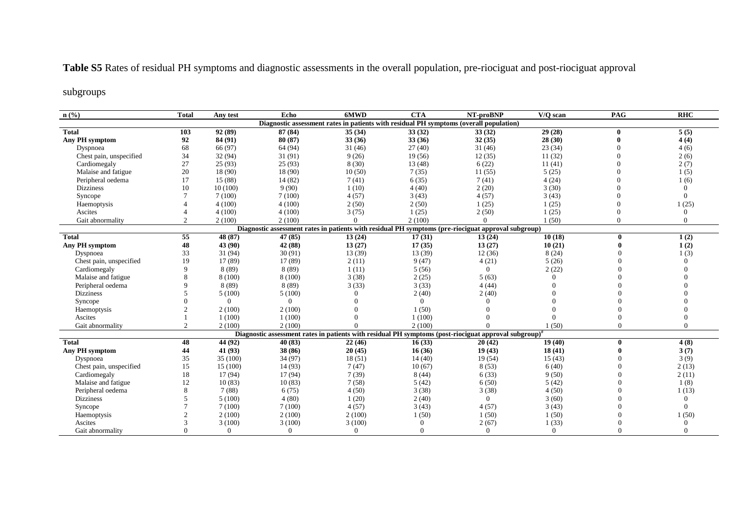**Table S5** Rates of residual PH symptoms and diagnostic assessments in the overall population, pre-riociguat and post-riociguat approval subgroups

| n (%) | Total | Any test | Echo | 6MWD | CTA | NT-proBNP | V/Q scan | PAG | RHC |
|---|---|---|---|---|---|---|---|---|---|
| **Diagnostic assessment rates in patients with residual PH symptoms (overall population)** | | | | | | | | | |
| **Total** | **103** | **92 (89)** | **87 (84)** | **35 (34)** | **33 (32)** | **33 (32)** | **29 (28)** | **0** | **5 (5)** |
| **Any PH symptom** | **92** | **84 (91)** | **80 (87)** | **33 (36)** | **33 (36)** | **32 (35)** | **28 (30)** | **0** | **4 (4)** |
| Dyspnoea | 68 | 66 (97) | 64 (94) | 31 (46) | 27 (40) | 31 (46) | 23 (34) | 0 | 4 (6) |
| Chest pain, unspecified | 34 | 32 (94) | 31 (91) | 9 (26) | 19 (56) | 12 (35) | 11 (32) | 0 | 2 (6) |
| Cardiomegaly | 27 | 25 (93) | 25 (93) | 8 (30) | 13 (48) | 6 (22) | 11 (41) | 0 | 2 (7) |
| Malaise and fatigue | 20 | 18 (90) | 18 (90) | 10 (50) | 7 (35) | 11 (55) | 5 (25) | 0 | 1 (5) |
| Peripheral oedema | 17 | 15 (88) | 14 (82) | 7 (41) | 6 (35) | 7 (41) | 4 (24) | 0 | 1 (6) |
| Dizziness | 10 | 10 (100) | 9 (90) | 1 (10) | 4 (40) | 2 (20) | 3 (30) | 0 | 0 |
| Syncope | 7 | 7 (100) | 7 (100) | 4 (57) | 3 (43) | 4 (57) | 3 (43) | 0 | 0 |
| Haemoptysis | 4 | 4 (100) | 4 (100) | 2 (50) | 2 (50) | 1 (25) | 1 (25) | 0 | 1 (25) |
| Ascites | 4 | 4 (100) | 4 (100) | 3 (75) | 1 (25) | 2 (50) | 1 (25) | 0 | 0 |
| Gait abnormality | 2 | 2 (100) | 2 (100) | 0 | 2 (100) | 0 | 1 (50) | 0 | 0 |
| **Diagnostic assessment rates in patients with residual PH symptoms (pre-riociguat approval subgroup)** | | | | | | | | | |
| **Total** | **55** | **48 (87)** | **47 (85)** | **13 (24)** | **17 (31)** | **13 (24)** | **10 (18)** | **0** | **1 (2)** |
| **Any PH symptom** | **48** | **43 (90)** | **42 (88)** | **13 (27)** | **17 (35)** | **13 (27)** | **10 (21)** | **0** | **1 (2)** |
| Dyspnoea | 33 | 31 (94) | 30 (91) | 13 (39) | 13 (39) | 12 (36) | 8 (24) | 0 | 1 (3) |
| Chest pain, unspecified | 19 | 17 (89) | 17 (89) | 2 (11) | 9 (47) | 4 (21) | 5 (26) | 0 | 0 |
| Cardiomegaly | 9 | 8 (89) | 8 (89) | 1 (11) | 5 (56) | 0 | 2 (22) | 0 | 0 |
| Malaise and fatigue | 8 | 8 (100) | 8 (100) | 3 (38) | 2 (25) | 5 (63) | 0 | 0 | 0 |
| Peripheral oedema | 9 | 8 (89) | 8 (89) | 3 (33) | 3 (33) | 4 (44) | 0 | 0 | 0 |
| Dizziness | 5 | 5 (100) | 5 (100) | 0 | 2 (40) | 2 (40) | 0 | 0 | 0 |
| Syncope | 0 | 0 | 0 | 0 | 0 | 0 | 0 | 0 | 0 |
| Haemoptysis | 2 | 2 (100) | 2 (100) | 0 | 1 (50) | 0 | 0 | 0 | 0 |
| Ascites | 1 | 1 (100) | 1 (100) | 0 | 1 (100) | 0 | 0 | 0 | 0 |
| Gait abnormality | 2 | 2 (100) | 2 (100) | 0 | 2 (100) | 0 | 1 (50) | 0 | 0 |
| **Diagnostic assessment rates in patients with residual PH symptoms (post-riociguat approval subgroup)[#]** | | | | | | | | | |
| **Total** | **48** | **44 (92)** | **40 (83)** | **22 (46)** | **16 (33)** | **20 (42)** | **19 (40)** | **0** | **4 (8)** |
| **Any PH symptom** | **44** | **41 (93)** | **38 (86)** | **20 (45)** | **16 (36)** | **19 (43)** | **18 (41)** | **0** | **3 (7)** |
| Dyspnoea | 35 | 35 (100) | 34 (97) | 18 (51) | 14 (40) | 19 (54) | 15 (43) | 0 | 3 (9) |
| Chest pain, unspecified | 15 | 15 (100) | 14 (93) | 7 (47) | 10 (67) | 8 (53) | 6 (40) | 0 | 2 (13) |
| Cardiomegaly | 18 | 17 (94) | 17 (94) | 7 (39) | 8 (44) | 6 (33) | 9 (50) | 0 | 2 (11) |
| Malaise and fatigue | 12 | 10 (83) | 10 (83) | 7 (58) | 5 (42) | 6 (50) | 5 (42) | 0 | 1 (8) |
| Peripheral oedema | 8 | 7 (88) | 6 (75) | 4 (50) | 3 (38) | 3 (38) | 4 (50) | 0 | 1 (13) |
| Dizziness | 5 | 5 (100) | 4 (80) | 1 (20) | 2 (40) | 0 | 3 (60) | 0 | 0 |
| Syncope | 7 | 7 (100) | 7 (100) | 4 (57) | 3 (43) | 4 (57) | 3 (43) | 0 | 0 |
| Haemoptysis | 2 | 2 (100) | 2 (100) | 2 (100) | 1 (50) | 1 (50) | 1 (50) | 0 | 1 (50) |
| Ascites | 3 | 3 (100) | 3 (100) | 3 (100) | 0 | 2 (67) | 1 (33) | 0 | 0 |
| Gait abnormality | 0 | 0 | 0 | 0 | 0 | 0 | 0 | 0 | 0 |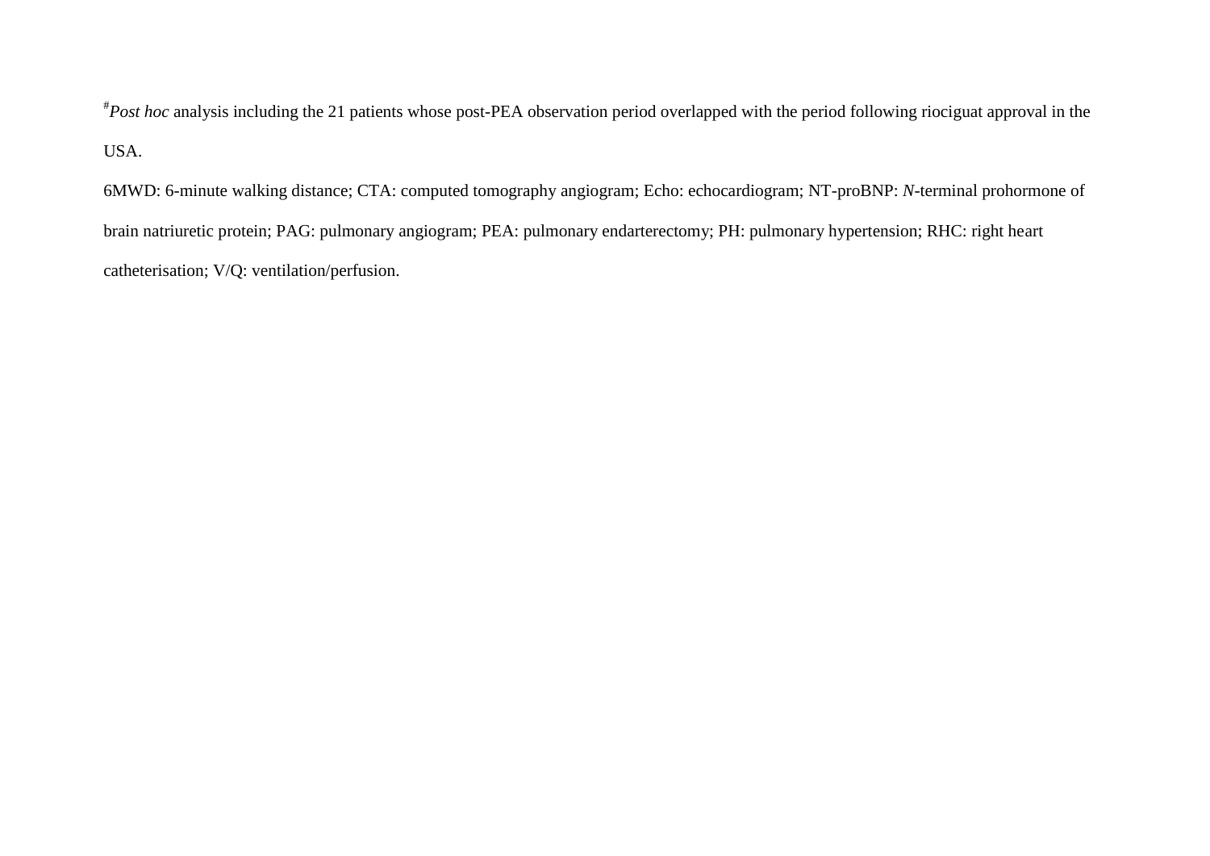[#] *Post hoc* analysis including the 21 patients whose post-PEA observation period overlapped with the period following riociguat approval in the USA.

6MWD: 6-minute walking distance; CTA: computed tomography angiogram; Echo: echocardiogram; NT-proBNP: *N*-terminal prohormone of brain natriuretic protein; PAG: pulmonary angiogram; PEA: pulmonary endarterectomy; PH: pulmonary hypertension; RHC: right heart catheterisation; V/Q: ventilation/perfusion.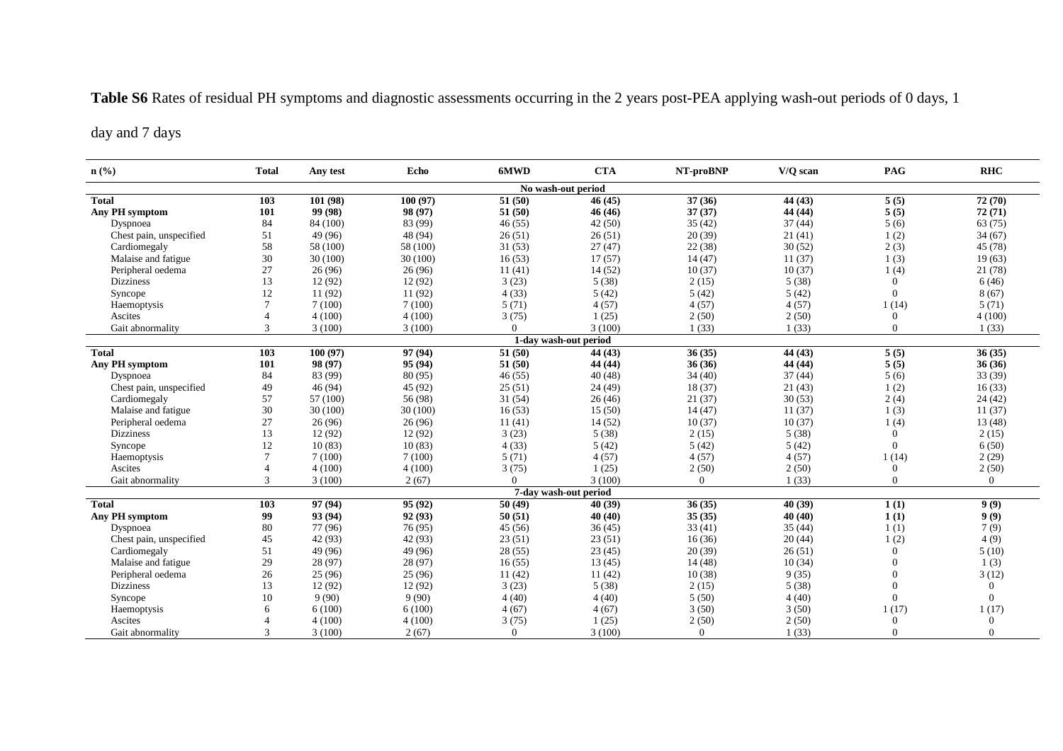**Table S6** Rates of residual PH symptoms and diagnostic assessments occurring in the 2 years post-PEA applying wash-out periods of 0 days, 1 day and 7 days

| n (%) | Total | Any test | Echo | 6MWD | CTA | NT-proBNP | V/Q scan | PAG | RHC |
|---|---|---|---|---|---|---|---|---|---|
| **No wash-out period** | | | | | | | | | |
| **Total** | **103** | **101 (98)** | **100 (97)** | **51 (50)** | **46 (45)** | **37 (36)** | **44 (43)** | **5 (5)** | **72 (70)** |
| **Any PH symptom** | **101** | **99 (98)** | **98 (97)** | **51 (50)** | **46 (46)** | **37 (37)** | **44 (44)** | **5 (5)** | **72 (71)** |
| Dyspnoea | 84 | 84 (100) | 83 (99) | 46 (55) | 42 (50) | 35 (42) | 37 (44) | 5 (6) | 63 (75) |
| Chest pain, unspecified | 51 | 49 (96) | 48 (94) | 26 (51) | 26 (51) | 20 (39) | 21 (41) | 1 (2) | 34 (67) |
| Cardiomegaly | 58 | 58 (100) | 58 (100) | 31 (53) | 27 (47) | 22 (38) | 30 (52) | 2 (3) | 45 (78) |
| Malaise and fatigue | 30 | 30 (100) | 30 (100) | 16 (53) | 17 (57) | 14 (47) | 11 (37) | 1 (3) | 19 (63) |
| Peripheral oedema | 27 | 26 (96) | 26 (96) | 11 (41) | 14 (52) | 10 (37) | 10 (37) | 1 (4) | 21 (78) |
| Dizziness | 13 | 12 (92) | 12 (92) | 3 (23) | 5 (38) | 2 (15) | 5 (38) | 0 | 6 (46) |
| Syncope | 12 | 11 (92) | 11 (92) | 4 (33) | 5 (42) | 5 (42) | 5 (42) | 0 | 8 (67) |
| Haemoptysis | 7 | 7 (100) | 7 (100) | 5 (71) | 4 (57) | 4 (57) | 4 (57) | 1 (14) | 5 (71) |
| Ascites | 4 | 4 (100) | 4 (100) | 3 (75) | 1 (25) | 2 (50) | 2 (50) | 0 | 4 (100) |
| Gait abnormality | 3 | 3 (100) | 3 (100) | 0 | 3 (100) | 1 (33) | 1 (33) | 0 | 1 (33) |
| **1-day wash-out period** | | | | | | | | | |
| **Total** | **103** | **100 (97)** | **97 (94)** | **51 (50)** | **44 (43)** | **36 (35)** | **44 (43)** | **5 (5)** | **36 (35)** |
| **Any PH symptom** | **101** | **98 (97)** | **95 (94)** | **51 (50)** | **44 (44)** | **36 (36)** | **44 (44)** | **5 (5)** | **36 (36)** |
| Dyspnoea | 84 | 83 (99) | 80 (95) | 46 (55) | 40 (48) | 34 (40) | 37 (44) | 5 (6) | 33 (39) |
| Chest pain, unspecified | 49 | 46 (94) | 45 (92) | 25 (51) | 24 (49) | 18 (37) | 21 (43) | 1 (2) | 16 (33) |
| Cardiomegaly | 57 | 57 (100) | 56 (98) | 31 (54) | 26 (46) | 21 (37) | 30 (53) | 2 (4) | 24 (42) |
| Malaise and fatigue | 30 | 30 (100) | 30 (100) | 16 (53) | 15 (50) | 14 (47) | 11 (37) | 1 (3) | 11 (37) |
| Peripheral oedema | 27 | 26 (96) | 26 (96) | 11 (41) | 14 (52) | 10 (37) | 10 (37) | 1 (4) | 13 (48) |
| Dizziness | 13 | 12 (92) | 12 (92) | 3 (23) | 5 (38) | 2 (15) | 5 (38) | 0 | 2 (15) |
| Syncope | 12 | 10 (83) | 10 (83) | 4 (33) | 5 (42) | 5 (42) | 5 (42) | 0 | 6 (50) |
| Haemoptysis | 7 | 7 (100) | 7 (100) | 5 (71) | 4 (57) | 4 (57) | 4 (57) | 1 (14) | 2 (29) |
| Ascites | 4 | 4 (100) | 4 (100) | 3 (75) | 1 (25) | 2 (50) | 2 (50) | 0 | 2 (50) |
| Gait abnormality | 3 | 3 (100) | 2 (67) | 0 | 3 (100) | 0 | 1 (33) | 0 | 0 |
| **7-day wash-out period** | | | | | | | | | |
| **Total** | **103** | **97 (94)** | **95 (92)** | **50 (49)** | **40 (39)** | **36 (35)** | **40 (39)** | **1 (1)** | **9 (9)** |
| **Any PH symptom** | **99** | **93 (94)** | **92 (93)** | **50 (51)** | **40 (40)** | **35 (35)** | **40 (40)** | **1 (1)** | **9 (9)** |
| Dyspnoea | 80 | 77 (96) | 76 (95) | 45 (56) | 36 (45) | 33 (41) | 35 (44) | 1 (1) | 7 (9) |
| Chest pain, unspecified | 45 | 42 (93) | 42 (93) | 23 (51) | 23 (51) | 16 (36) | 20 (44) | 1 (2) | 4 (9) |
| Cardiomegaly | 51 | 49 (96) | 49 (96) | 28 (55) | 23 (45) | 20 (39) | 26 (51) | 0 | 5 (10) |
| Malaise and fatigue | 29 | 28 (97) | 28 (97) | 16 (55) | 13 (45) | 14 (48) | 10 (34) | 0 | 1 (3) |
| Peripheral oedema | 26 | 25 (96) | 25 (96) | 11 (42) | 11 (42) | 10 (38) | 9 (35) | 0 | 3 (12) |
| Dizziness | 13 | 12 (92) | 12 (92) | 3 (23) | 5 (38) | 2 (15) | 5 (38) | 0 | 0 |
| Syncope | 10 | 9 (90) | 9 (90) | 4 (40) | 4 (40) | 5 (50) | 4 (40) | 0 | 0 |
| Haemoptysis | 6 | 6 (100) | 6 (100) | 4 (67) | 4 (67) | 3 (50) | 3 (50) | 1 (17) | 1 (17) |
| Ascites | 4 | 4 (100) | 4 (100) | 3 (75) | 1 (25) | 2 (50) | 2 (50) | 0 | 0 |
| Gait abnormality | 3 | 3 (100) | 2 (67) | 0 | 3 (100) | 0 | 1 (33) | 0 | 0 |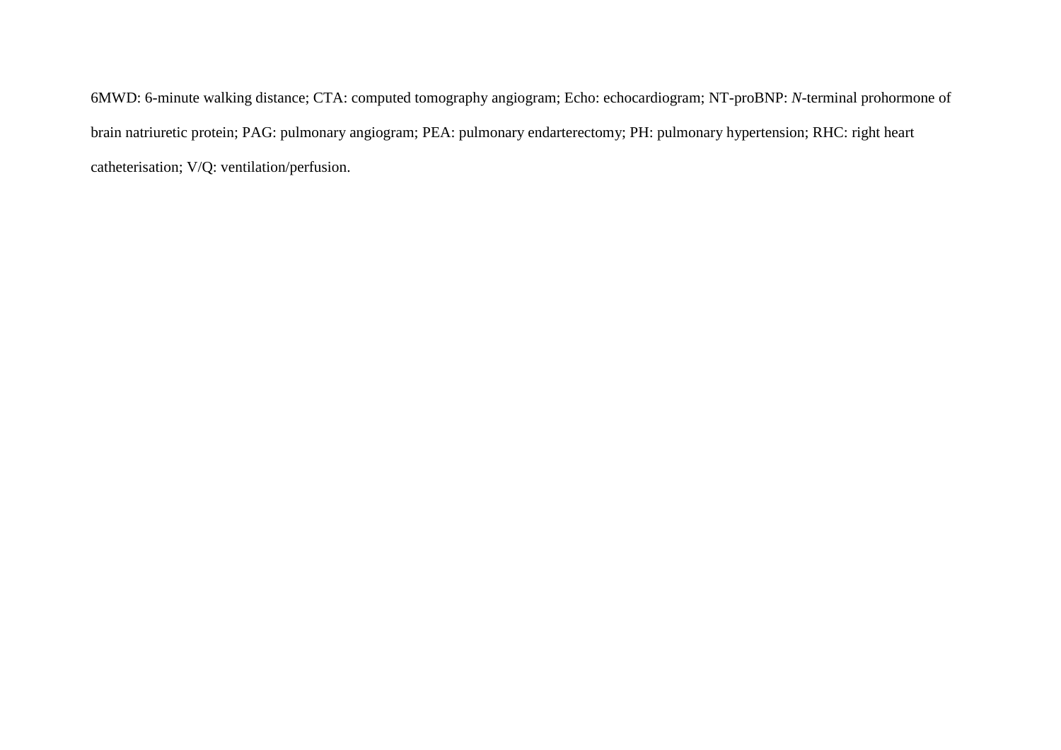6MWD: 6-minute walking distance; CTA: computed tomography angiogram; Echo: echocardiogram; NT-proBNP: *N*-terminal prohormone of brain natriuretic protein; PAG: pulmonary angiogram; PEA: pulmonary endarterectomy; PH: pulmonary hypertension; RHC: right heart catheterisation; V/Q: ventilation/perfusion.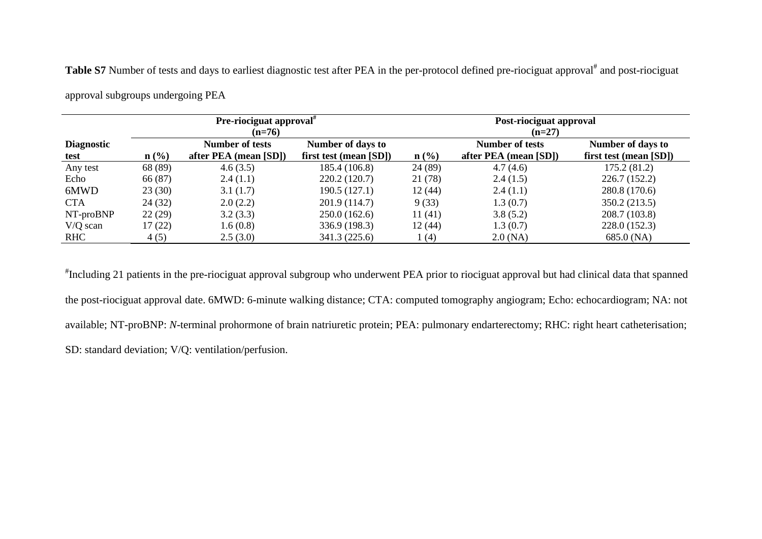**Table S7** Number of tests and days to earliest diagnostic test after PEA in the per-protocol defined pre-riociguat approval[#] and post-riociguat approval subgroups undergoing PEA

| | Pre-riociguat approval[#] (n=76) | | | Post-riociguat approval (n=27) | | |
|---|---|---|---|---|---|---|
| **Diagnostic test** | **n (%)** | **Number of tests after PEA (mean [SD])** | **Number of days to first test (mean [SD])** | **n (%)** | **Number of tests after PEA (mean [SD])** | **Number of days to first test (mean [SD])** |
| Any test | 68 (89) | 4.6 (3.5) | 185.4 (106.8) | 24 (89) | 4.7 (4.6) | 175.2 (81.2) |
| Echo | 66 (87) | 2.4 (1.1) | 220.2 (120.7) | 21 (78) | 2.4 (1.5) | 226.7 (152.2) |
| 6MWD | 23 (30) | 3.1 (1.7) | 190.5 (127.1) | 12 (44) | 2.4 (1.1) | 280.8 (170.6) |
| CTA | 24 (32) | 2.0 (2.2) | 201.9 (114.7) | 9 (33) | 1.3 (0.7) | 350.2 (213.5) |
| NT-proBNP | 22 (29) | 3.2 (3.3) | 250.0 (162.6) | 11 (41) | 3.8 (5.2) | 208.7 (103.8) |
| V/Q scan | 17 (22) | 1.6 (0.8) | 336.9 (198.3) | 12 (44) | 1.3 (0.7) | 228.0 (152.3) |
| RHC | 4 (5) | 2.5 (3.0) | 341.3 (225.6) | 1 (4) | 2.0 (NA) | 685.0 (NA) |

[#]Including 21 patients in the pre-riociguat approval subgroup who underwent PEA prior to riociguat approval but had clinical data that spanned the post-riociguat approval date. 6MWD: 6-minute walking distance; CTA: computed tomography angiogram; Echo: echocardiogram; NA: not available; NT-proBNP: *N*-terminal prohormone of brain natriuretic protein; PEA: pulmonary endarterectomy; RHC: right heart catheterisation; SD: standard deviation; V/Q: ventilation/perfusion.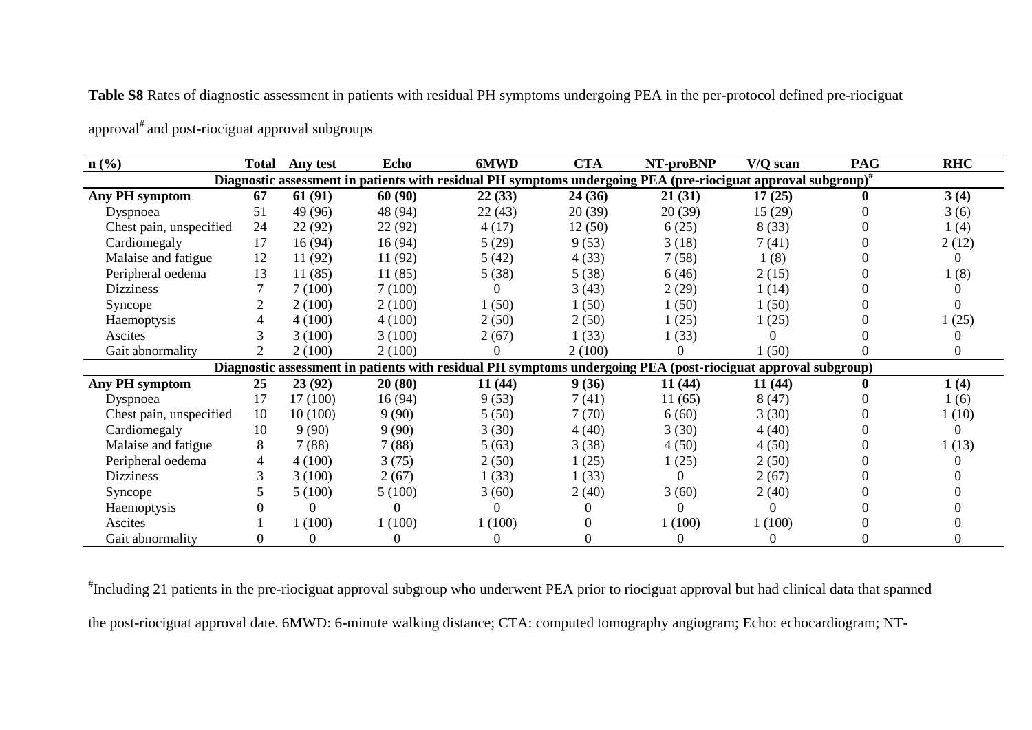**Table S8** Rates of diagnostic assessment in patients with residual PH symptoms undergoing PEA in the per-protocol defined pre-riociguat approval[#] and post-riociguat approval subgroups

| n (%) | Total | Any test | Echo | 6MWD | CTA | NT-proBNP | V/Q scan | PAG | RHC |
|---|---|---|---|---|---|---|---|---|---|
| **Diagnostic assessment in patients with residual PH symptoms undergoing PEA (pre-riociguat approval subgroup)[#]** | | | | | | | | | |
| **Any PH symptom** | **67** | **61 (91)** | **60 (90)** | **22 (33)** | **24 (36)** | **21 (31)** | **17 (25)** | **0** | **3 (4)** |
| Dyspnoea | 51 | 49 (96) | 48 (94) | 22 (43) | 20 (39) | 20 (39) | 15 (29) | 0 | 3 (6) |
| Chest pain, unspecified | 24 | 22 (92) | 22 (92) | 4 (17) | 12 (50) | 6 (25) | 8 (33) | 0 | 1 (4) |
| Cardiomegaly | 17 | 16 (94) | 16 (94) | 5 (29) | 9 (53) | 3 (18) | 7 (41) | 0 | 2 (12) |
| Malaise and fatigue | 12 | 11 (92) | 11 (92) | 5 (42) | 4 (33) | 7 (58) | 1 (8) | 0 | 0 |
| Peripheral oedema | 13 | 11 (85) | 11 (85) | 5 (38) | 5 (38) | 6 (46) | 2 (15) | 0 | 1 (8) |
| Dizziness | 7 | 7 (100) | 7 (100) | 0 | 3 (43) | 2 (29) | 1 (14) | 0 | 0 |
| Syncope | 2 | 2 (100) | 2 (100) | 1 (50) | 1 (50) | 1 (50) | 1 (50) | 0 | 0 |
| Haemoptysis | 4 | 4 (100) | 4 (100) | 2 (50) | 2 (50) | 1 (25) | 1 (25) | 0 | 1 (25) |
| Ascites | 3 | 3 (100) | 3 (100) | 2 (67) | 1 (33) | 1 (33) | 0 | 0 | 0 |
| Gait abnormality | 2 | 2 (100) | 2 (100) | 0 | 2 (100) | 0 | 1 (50) | 0 | 0 |
| **Diagnostic assessment in patients with residual PH symptoms undergoing PEA (post-riociguat approval subgroup)** | | | | | | | | | |
| **Any PH symptom** | **25** | **23 (92)** | **20 (80)** | **11 (44)** | **9 (36)** | **11 (44)** | **11 (44)** | **0** | **1 (4)** |
| Dyspnoea | 17 | 17 (100) | 16 (94) | 9 (53) | 7 (41) | 11 (65) | 8 (47) | 0 | 1 (6) |
| Chest pain, unspecified | 10 | 10 (100) | 9 (90) | 5 (50) | 7 (70) | 6 (60) | 3 (30) | 0 | 1 (10) |
| Cardiomegaly | 10 | 9 (90) | 9 (90) | 3 (30) | 4 (40) | 3 (30) | 4 (40) | 0 | 0 |
| Malaise and fatigue | 8 | 7 (88) | 7 (88) | 5 (63) | 3 (38) | 4 (50) | 4 (50) | 0 | 1 (13) |
| Peripheral oedema | 4 | 4 (100) | 3 (75) | 2 (50) | 1 (25) | 1 (25) | 2 (50) | 0 | 0 |
| Dizziness | 3 | 3 (100) | 2 (67) | 1 (33) | 1 (33) | 0 | 2 (67) | 0 | 0 |
| Syncope | 5 | 5 (100) | 5 (100) | 3 (60) | 2 (40) | 3 (60) | 2 (40) | 0 | 0 |
| Haemoptysis | 0 | 0 | 0 | 0 | 0 | 0 | 0 | 0 | 0 |
| Ascites | 1 | 1 (100) | 1 (100) | 1 (100) | 0 | 1 (100) | 1 (100) | 0 | 0 |
| Gait abnormality | 0 | 0 | 0 | 0 | 0 | 0 | 0 | 0 | 0 |

[#]Including 21 patients in the pre-riociguat approval subgroup who underwent PEA prior to riociguat approval but had clinical data that spanned the post-riociguat approval date. 6MWD: 6-minute walking distance; CTA: computed tomography angiogram; Echo: echocardiogram; NT-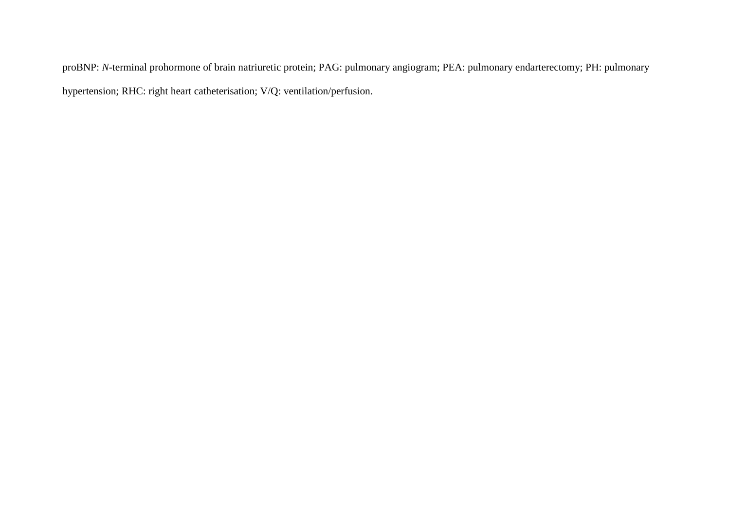proBNP: *N*-terminal prohormone of brain natriuretic protein; PAG: pulmonary angiogram; PEA: pulmonary endarterectomy; PH: pulmonary hypertension; RHC: right heart catheterisation; V/Q: ventilation/perfusion.